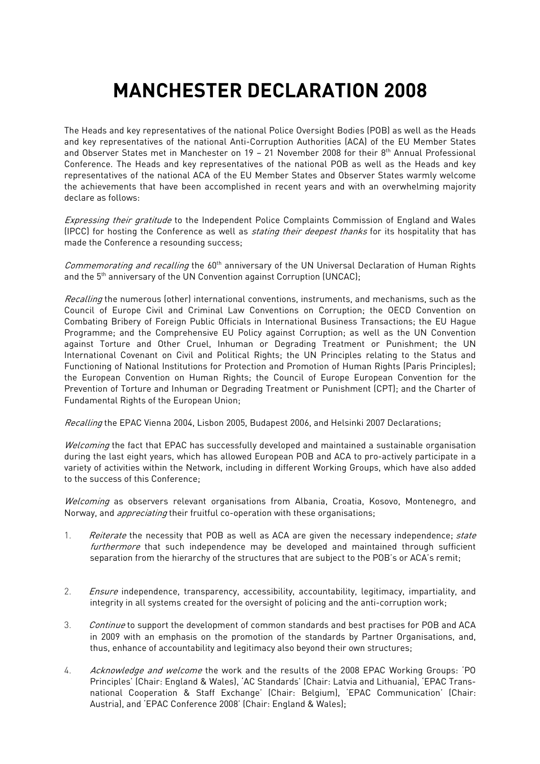# MANCHESTER DECLARATION 2008

The Heads and key representatives of the national Police Oversight Bodies (POB) as well as the Heads and key representatives of the national Anti-Corruption Authorities (ACA) of the EU Member States and Observer States met in Manchester on 19 – 21 November 2008 for their 8th Annual Professional Conference. The Heads and key representatives of the national POB as well as the Heads and key representatives of the national ACA of the EU Member States and Observer States warmly welcome the achievements that have been accomplished in recent years and with an overwhelming majority declare as follows:

*Expressing their gratitude* to the Independent Police Complaints Commission of England and Wales (IPCC) for hosting the Conference as well as *stating their deepest thanks* for its hospitality that has made the Conference a resounding success;

*Commemorating and recalling* the 60th anniversary of the UN Universal Declaration of Human Rights and the 5th anniversary of the UN Convention against Corruption (UNCAC);

*Recalling* the numerous (other) international conventions, instruments, and mechanisms, such as the Council of Europe Civil and Criminal Law Conventions on Corruption; the OECD Convention on Combating Bribery of Foreign Public Officials in International Business Transactions; the EU Hague Programme; and the Comprehensive EU Policy against Corruption; as well as the UN Convention against Torture and Other Cruel, Inhuman or Degrading Treatment or Punishment; the UN International Covenant on Civil and Political Rights; the UN Principles relating to the Status and Functioning of National Institutions for Protection and Promotion of Human Rights (Paris Principles); the European Convention on Human Rights; the Council of Europe European Convention for the Prevention of Torture and Inhuman or Degrading Treatment or Punishment (CPT); and the Charter of Fundamental Rights of the European Union;

*Recalling* the EPAC Vienna 2004, Lisbon 2005, Budapest 2006, and Helsinki 2007 Declarations;

*Welcoming* the fact that EPAC has successfully developed and maintained a sustainable organisation during the last eight years, which has allowed European POB and ACA to pro-actively participate in a variety of activities within the Network, including in different Working Groups, which have also added to the success of this Conference;

*Welcoming* as observers relevant organisations from Albania, Croatia, Kosovo, Montenegro, and Norway, and *appreciating* their fruitful co-operation with these organisations;

1. *Reiterate* the necessity that POB as well as ACA are given the necessary independence; *state furthermore* that such independence may be developed and maintained through sufficient separation from the hierarchy of the structures that are subject to the POB's or ACA's remit;

2. *Ensure* independence, transparency, accessibility, accountability, legitimacy, impartiality, and integrity in all systems created for the oversight of policing and the anti-corruption work;

3. *Continue* to support the development of common standards and best practises for POB and ACA in 2009 with an emphasis on the promotion of the standards by Partner Organisations, and, thus, enhance of accountability and legitimacy also beyond their own structures;

4. *Acknowledge and welcome* the work and the results of the 2008 EPAC Working Groups: 'PO Principles' (Chair: England & Wales), 'AC Standards' (Chair: Latvia and Lithuania), 'EPAC Trans-national Cooperation & Staff Exchange' (Chair: Belgium), 'EPAC Communication' (Chair: Austria), and 'EPAC Conference 2008' (Chair: England & Wales);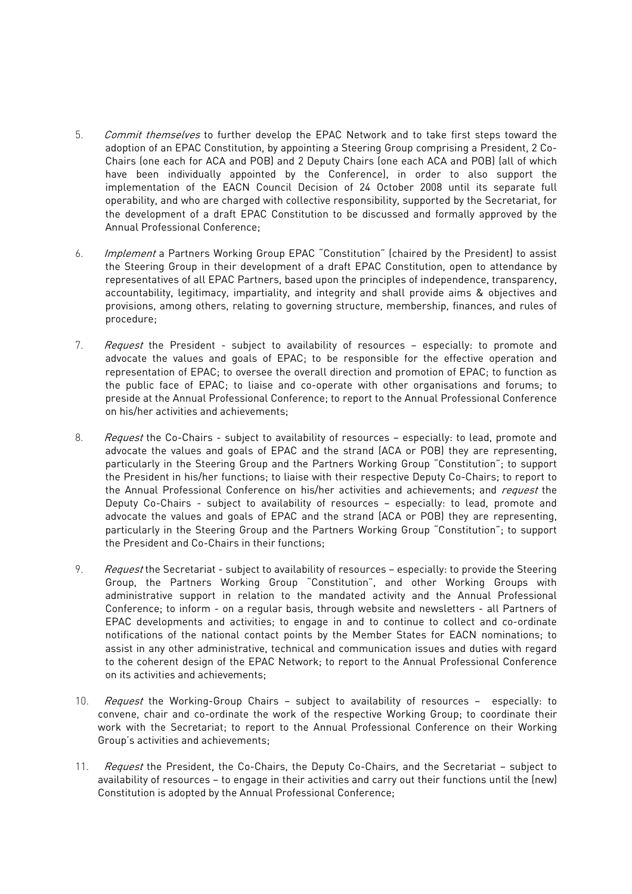5. *Commit themselves* to further develop the EPAC Network and to take first steps toward the adoption of an EPAC Constitution, by appointing a Steering Group comprising a President, 2 Co-Chairs (one each for ACA and POB) and 2 Deputy Chairs (one each ACA and POB) (all of which have been individually appointed by the Conference), in order to also support the implementation of the EACN Council Decision of 24 October 2008 until its separate full operability, and who are charged with collective responsibility, supported by the Secretariat, for the development of a draft EPAC Constitution to be discussed and formally approved by the Annual Professional Conference;

6. *Implement* a Partners Working Group EPAC "Constitution" (chaired by the President) to assist the Steering Group in their development of a draft EPAC Constitution, open to attendance by representatives of all EPAC Partners, based upon the principles of independence, transparency, accountability, legitimacy, impartiality, and integrity and shall provide aims & objectives and provisions, among others, relating to governing structure, membership, finances, and rules of procedure;

7. *Request* the President - subject to availability of resources – especially: to promote and advocate the values and goals of EPAC; to be responsible for the effective operation and representation of EPAC; to oversee the overall direction and promotion of EPAC; to function as the public face of EPAC; to liaise and co-operate with other organisations and forums; to preside at the Annual Professional Conference; to report to the Annual Professional Conference on his/her activities and achievements;

8. *Request* the Co-Chairs - subject to availability of resources – especially: to lead, promote and advocate the values and goals of EPAC and the strand (ACA or POB) they are representing, particularly in the Steering Group and the Partners Working Group "Constitution"; to support the President in his/her functions; to liaise with their respective Deputy Co-Chairs; to report to the Annual Professional Conference on his/her activities and achievements; and *request* the Deputy Co-Chairs - subject to availability of resources – especially: to lead, promote and advocate the values and goals of EPAC and the strand (ACA or POB) they are representing, particularly in the Steering Group and the Partners Working Group "Constitution"; to support the President and Co-Chairs in their functions;

9. *Request* the Secretariat - subject to availability of resources – especially: to provide the Steering Group, the Partners Working Group "Constitution", and other Working Groups with administrative support in relation to the mandated activity and the Annual Professional Conference; to inform - on a regular basis, through website and newsletters - all Partners of EPAC developments and activities; to engage in and to continue to collect and co-ordinate notifications of the national contact points by the Member States for EACN nominations; to assist in any other administrative, technical and communication issues and duties with regard to the coherent design of the EPAC Network; to report to the Annual Professional Conference on its activities and achievements;

10. *Request* the Working-Group Chairs – subject to availability of resources – especially: to convene, chair and co-ordinate the work of the respective Working Group; to coordinate their work with the Secretariat; to report to the Annual Professional Conference on their Working Group's activities and achievements;

11. *Request* the President, the Co-Chairs, the Deputy Co-Chairs, and the Secretariat – subject to availability of resources – to engage in their activities and carry out their functions until the (new) Constitution is adopted by the Annual Professional Conference;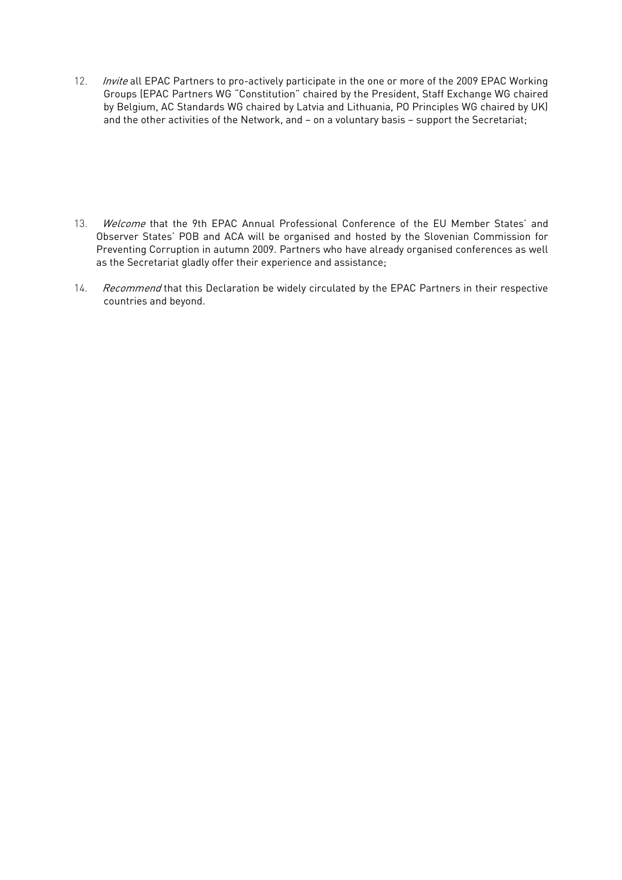12. *Invite* all EPAC Partners to pro-actively participate in the one or more of the 2009 EPAC Working Groups (EPAC Partners WG "Constitution" chaired by the President, Staff Exchange WG chaired by Belgium, AC Standards WG chaired by Latvia and Lithuania, PO Principles WG chaired by UK) and the other activities of the Network, and – on a voluntary basis – support the Secretariat;

13. *Welcome* that the 9th EPAC Annual Professional Conference of the EU Member States' and Observer States' POB and ACA will be organised and hosted by the Slovenian Commission for Preventing Corruption in autumn 2009. Partners who have already organised conferences as well as the Secretariat gladly offer their experience and assistance;

14. *Recommend* that this Declaration be widely circulated by the EPAC Partners in their respective countries and beyond.